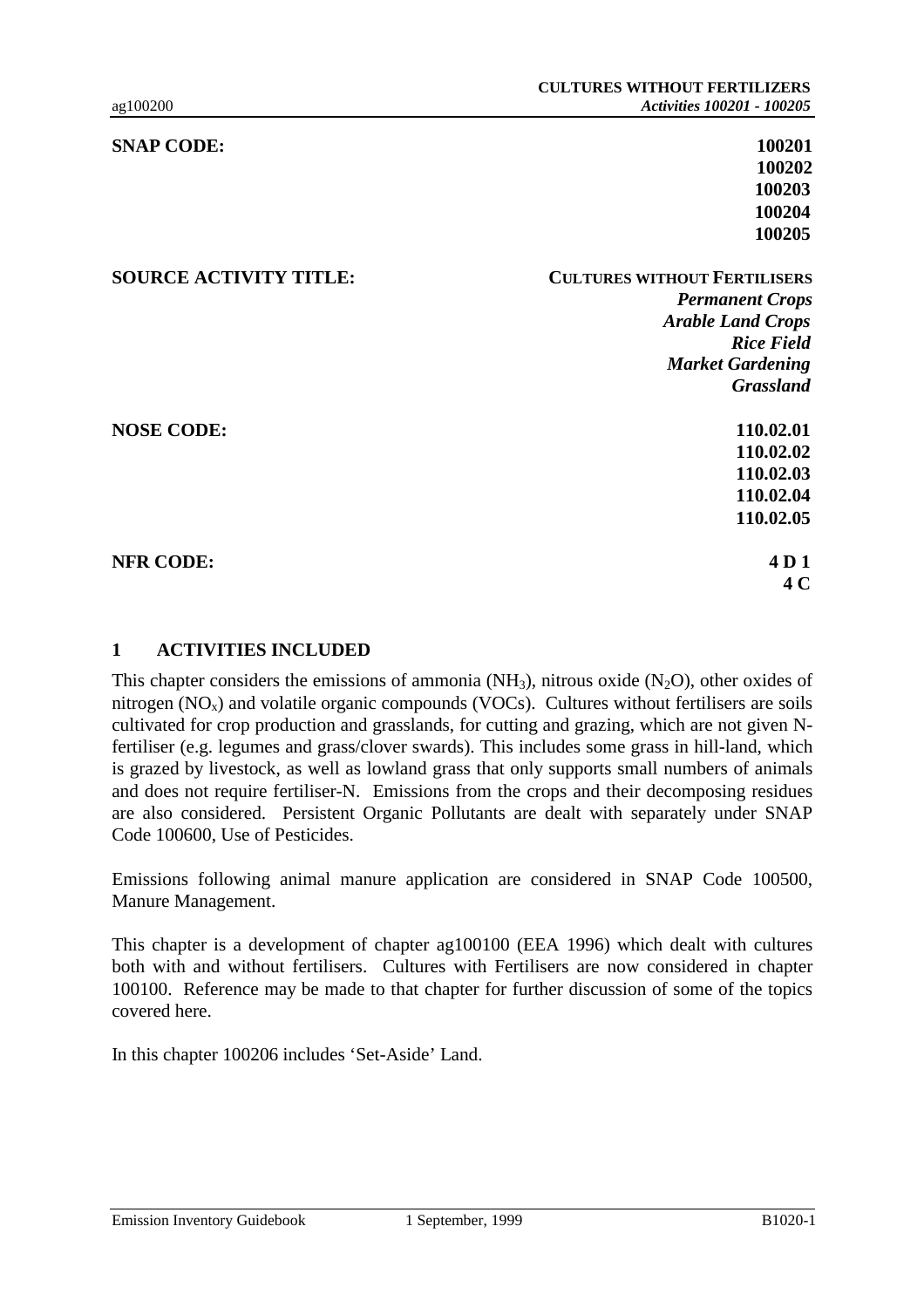| | |
|---|---|
| **SNAP CODE:** | **100201** |
| | **100202** |
| | **100203** |
| | **100204** |
| | **100205** |
| **SOURCE ACTIVITY TITLE:** | **CULTURES WITHOUT FERTILISERS** |
| | ***Permanent Crops*** |
| | ***Arable Land Crops*** |
| | ***Rice Field*** |
| | ***Market Gardening*** |
| | ***Grassland*** |
| **NOSE CODE:** | **110.02.01** |
| | **110.02.02** |
| | **110.02.03** |
| | **110.02.04** |
| | **110.02.05** |
| **NFR CODE:** | **4 D 1** |
| | **4 C** |

## 1 ACTIVITIES INCLUDED

This chapter considers the emissions of ammonia ($NH_3$), nitrous oxide ($N_2O$), other oxides of nitrogen ($NO_x$) and volatile organic compounds (VOCs). Cultures without fertilisers are soils cultivated for crop production and grasslands, for cutting and grazing, which are not given N-fertiliser (e.g. legumes and grass/clover swards). This includes some grass in hill-land, which is grazed by livestock, as well as lowland grass that only supports small numbers of animals and does not require fertiliser-N. Emissions from the crops and their decomposing residues are also considered. Persistent Organic Pollutants are dealt with separately under SNAP Code 100600, Use of Pesticides.

Emissions following animal manure application are considered in SNAP Code 100500, Manure Management.

This chapter is a development of chapter ag100100 (EEA 1996) which dealt with cultures both with and without fertilisers. Cultures with Fertilisers are now considered in chapter 100100. Reference may be made to that chapter for further discussion of some of the topics covered here.

In this chapter 100206 includes 'Set-Aside' Land.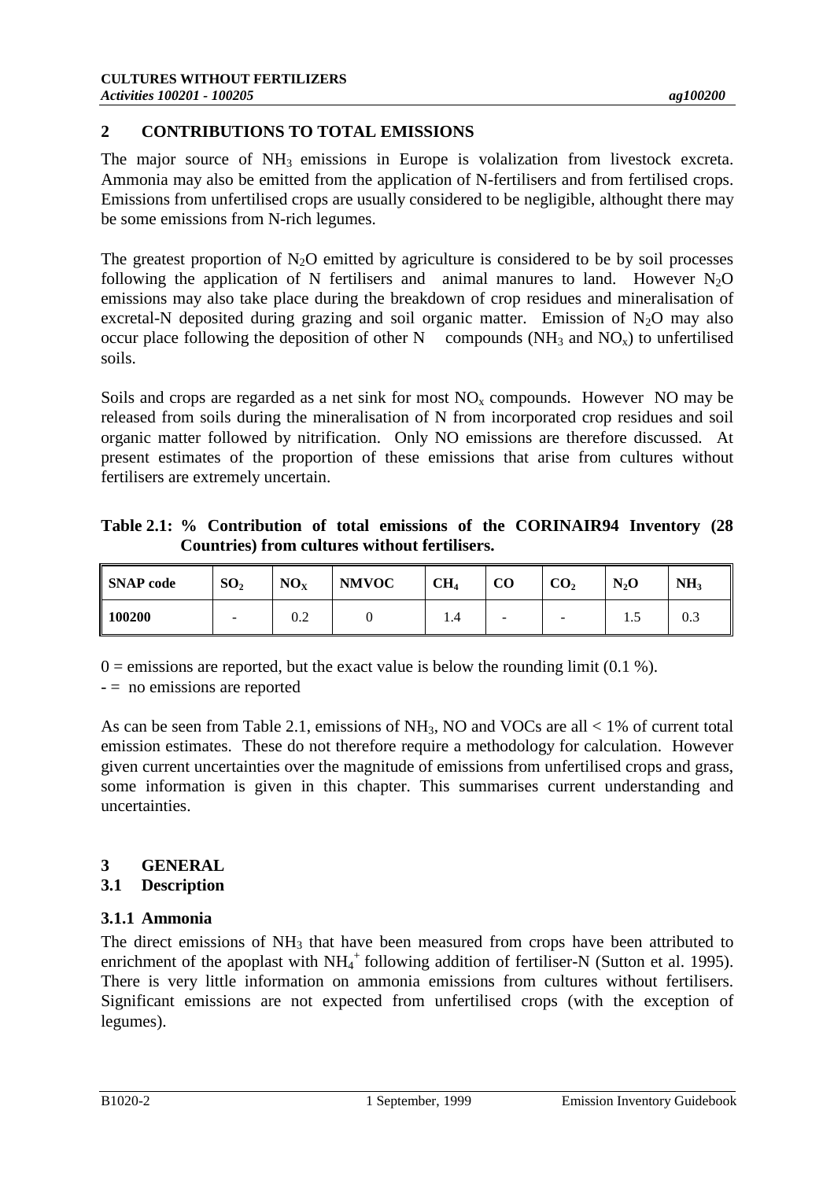## 2 CONTRIBUTIONS TO TOTAL EMISSIONS

The major source of $NH_3$ emissions in Europe is volalization from livestock excreta. Ammonia may also be emitted from the application of N-fertilisers and from fertilised crops. Emissions from unfertilised crops are usually considered to be negligible, althought there may be some emissions from N-rich legumes.

The greatest proportion of $N_2O$ emitted by agriculture is considered to be by soil processes following the application of N fertilisers and animal manures to land. However $N_2O$ emissions may also take place during the breakdown of crop residues and mineralisation of excretal-N deposited during grazing and soil organic matter. Emission of $N_2O$ may also occur place following the deposition of other N compounds ($NH_3$ and $NO_x$) to unfertilised soils.

Soils and crops are regarded as a net sink for most $NO_x$ compounds. However NO may be released from soils during the mineralisation of N from incorporated crop residues and soil organic matter followed by nitrification. Only NO emissions are therefore discussed. At present estimates of the proportion of these emissions that arise from cultures without fertilisers are extremely uncertain.

**Table 2.1: % Contribution of total emissions of the CORINAIR94 Inventory (28 Countries) from cultures without fertilisers.**

| SNAP code | $SO_2$ | $NO_X$ | NMVOC | $CH_4$ | CO | $CO_2$ | $N_2O$ | $NH_3$ |
|---|---|---|---|---|---|---|---|---|
| **100200** | - | 0.2 | 0 | 1.4 | - | - | 1.5 | 0.3 |

0 = emissions are reported, but the exact value is below the rounding limit (0.1 %).

- = no emissions are reported

As can be seen from Table 2.1, emissions of $NH_3$, NO and VOCs are all < 1% of current total emission estimates. These do not therefore require a methodology for calculation. However given current uncertainties over the magnitude of emissions from unfertilised crops and grass, some information is given in this chapter. This summarises current understanding and uncertainties.

## 3 GENERAL

### 3.1 Description

#### 3.1.1 Ammonia

The direct emissions of $NH_3$ that have been measured from crops have been attributed to enrichment of the apoplast with $NH_4^+$ following addition of fertiliser-N (Sutton et al. 1995). There is very little information on ammonia emissions from cultures without fertilisers. Significant emissions are not expected from unfertilised crops (with the exception of legumes).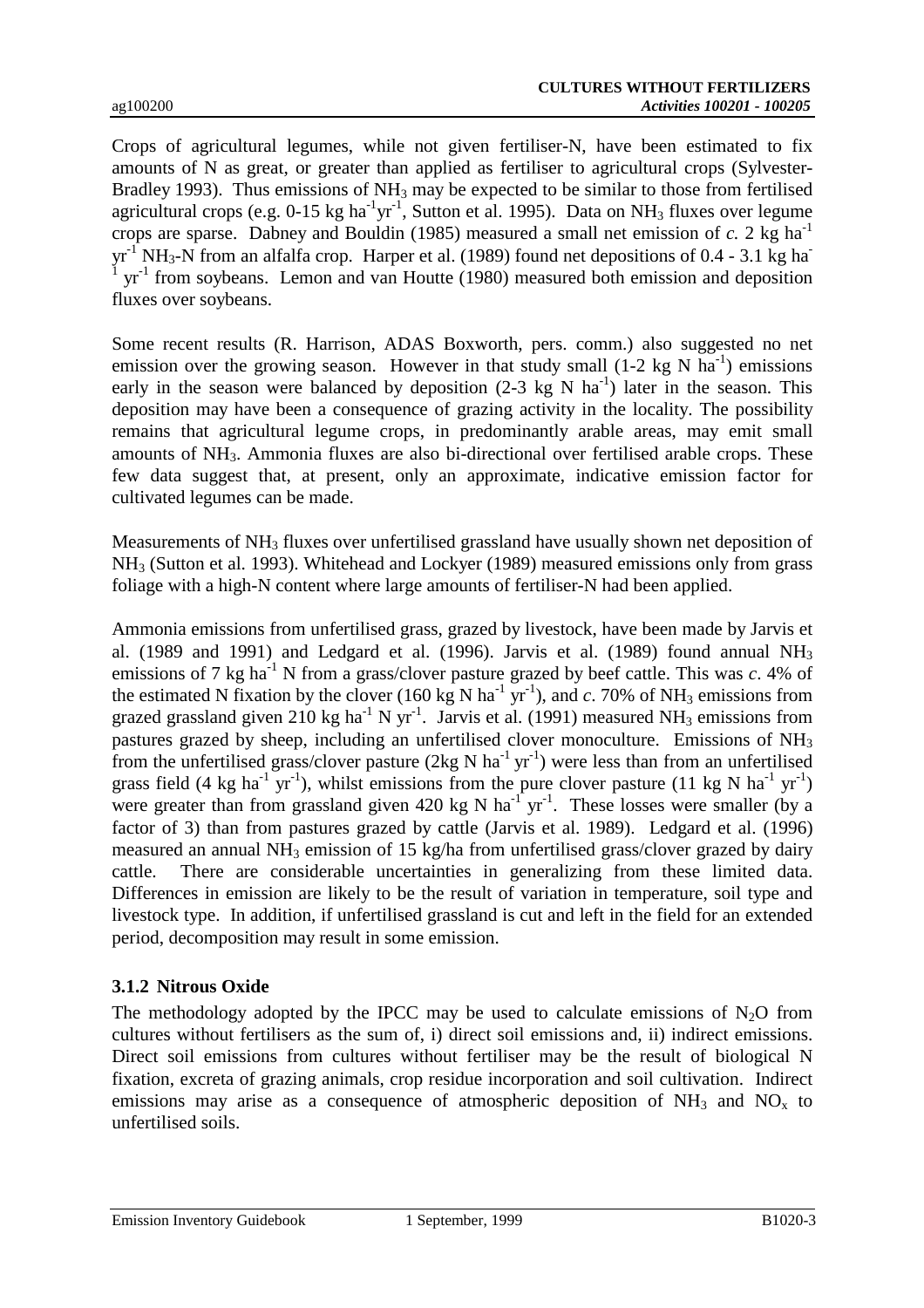Crops of agricultural legumes, while not given fertiliser-N, have been estimated to fix amounts of N as great, or greater than applied as fertiliser to agricultural crops (Sylvester-Bradley 1993). Thus emissions of $NH_3$ may be expected to be similar to those from fertilised agricultural crops (e.g. 0-15 kg $ha^{-1}yr^{-1}$, Sutton et al. 1995). Data on $NH_3$ fluxes over legume crops are sparse. Dabney and Bouldin (1985) measured a small net emission of *c.* 2 kg $ha^{-1}$ $yr^{-1}$ $NH_3$-N from an alfalfa crop. Harper et al. (1989) found net depositions of 0.4 - 3.1 kg $ha^{-1}$ $yr^{-1}$ from soybeans. Lemon and van Houtte (1980) measured both emission and deposition fluxes over soybeans.

Some recent results (R. Harrison, ADAS Boxworth, pers. comm.) also suggested no net emission over the growing season. However in that study small (1-2 kg N $ha^{-1}$) emissions early in the season were balanced by deposition (2-3 kg N $ha^{-1}$) later in the season. This deposition may have been a consequence of grazing activity in the locality. The possibility remains that agricultural legume crops, in predominantly arable areas, may emit small amounts of $NH_3$. Ammonia fluxes are also bi-directional over fertilised arable crops. These few data suggest that, at present, only an approximate, indicative emission factor for cultivated legumes can be made.

Measurements of $NH_3$ fluxes over unfertilised grassland have usually shown net deposition of $NH_3$ (Sutton et al. 1993). Whitehead and Lockyer (1989) measured emissions only from grass foliage with a high-N content where large amounts of fertiliser-N had been applied.

Ammonia emissions from unfertilised grass, grazed by livestock, have been made by Jarvis et al. (1989 and 1991) and Ledgard et al. (1996). Jarvis et al. (1989) found annual $NH_3$ emissions of 7 kg $ha^{-1}$ N from a grass/clover pasture grazed by beef cattle. This was *c*. 4% of the estimated N fixation by the clover (160 kg N $ha^{-1}$ $yr^{-1}$), and *c*. 70% of $NH_3$ emissions from grazed grassland given 210 kg $ha^{-1}$ N $yr^{-1}$. Jarvis et al. (1991) measured $NH_3$ emissions from pastures grazed by sheep, including an unfertilised clover monoculture. Emissions of $NH_3$ from the unfertilised grass/clover pasture (2kg N $ha^{-1}$ $yr^{-1}$) were less than from an unfertilised grass field (4 kg $ha^{-1}$ $yr^{-1}$), whilst emissions from the pure clover pasture (11 kg N $ha^{-1}$ $yr^{-1}$) were greater than from grassland given 420 kg N $ha^{-1}$ $yr^{-1}$. These losses were smaller (by a factor of 3) than from pastures grazed by cattle (Jarvis et al. 1989). Ledgard et al. (1996) measured an annual $NH_3$ emission of 15 kg/ha from unfertilised grass/clover grazed by dairy cattle. There are considerable uncertainties in generalizing from these limited data. Differences in emission are likely to be the result of variation in temperature, soil type and livestock type. In addition, if unfertilised grassland is cut and left in the field for an extended period, decomposition may result in some emission.

### 3.1.2 Nitrous Oxide

The methodology adopted by the IPCC may be used to calculate emissions of $N_2O$ from cultures without fertilisers as the sum of, i) direct soil emissions and, ii) indirect emissions. Direct soil emissions from cultures without fertiliser may be the result of biological N fixation, excreta of grazing animals, crop residue incorporation and soil cultivation. Indirect emissions may arise as a consequence of atmospheric deposition of $NH_3$ and $NO_x$ to unfertilised soils.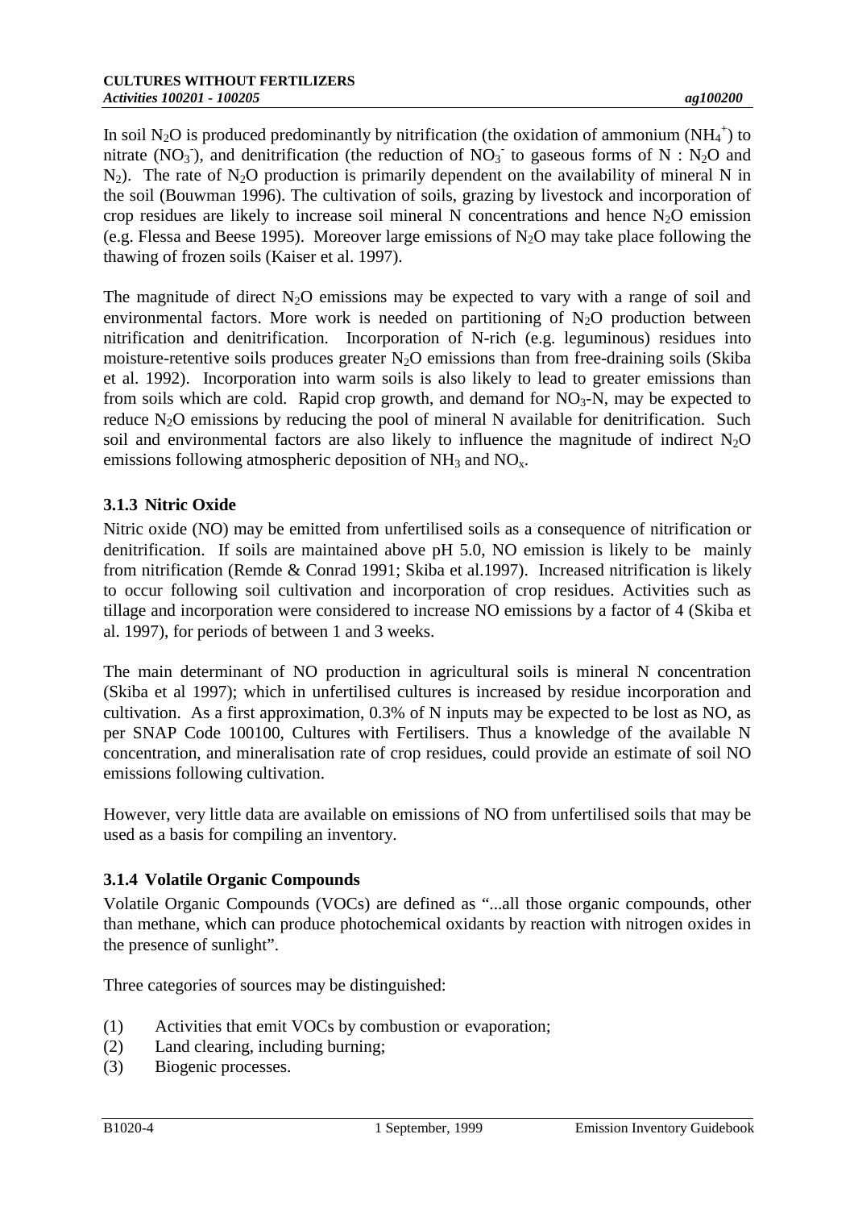In soil $N_2O$ is produced predominantly by nitrification (the oxidation of ammonium ($NH_4^+$) to nitrate ($NO_3^-$), and denitrification (the reduction of $NO_3^-$ to gaseous forms of N : $N_2O$ and $N_2$). The rate of $N_2O$ production is primarily dependent on the availability of mineral N in the soil (Bouwman 1996). The cultivation of soils, grazing by livestock and incorporation of crop residues are likely to increase soil mineral N concentrations and hence $N_2O$ emission (e.g. Flessa and Beese 1995). Moreover large emissions of $N_2O$ may take place following the thawing of frozen soils (Kaiser et al. 1997).

The magnitude of direct $N_2O$ emissions may be expected to vary with a range of soil and environmental factors. More work is needed on partitioning of $N_2O$ production between nitrification and denitrification. Incorporation of N-rich (e.g. leguminous) residues into moisture-retentive soils produces greater $N_2O$ emissions than from free-draining soils (Skiba et al. 1992). Incorporation into warm soils is also likely to lead to greater emissions than from soils which are cold. Rapid crop growth, and demand for $NO_3$-N, may be expected to reduce $N_2O$ emissions by reducing the pool of mineral N available for denitrification. Such soil and environmental factors are also likely to influence the magnitude of indirect $N_2O$ emissions following atmospheric deposition of $NH_3$ and $NO_x$.

### 3.1.3 Nitric Oxide

Nitric oxide (NO) may be emitted from unfertilised soils as a consequence of nitrification or denitrification. If soils are maintained above pH 5.0, NO emission is likely to be mainly from nitrification (Remde & Conrad 1991; Skiba et al.1997). Increased nitrification is likely to occur following soil cultivation and incorporation of crop residues. Activities such as tillage and incorporation were considered to increase NO emissions by a factor of 4 (Skiba et al. 1997), for periods of between 1 and 3 weeks.

The main determinant of NO production in agricultural soils is mineral N concentration (Skiba et al 1997); which in unfertilised cultures is increased by residue incorporation and cultivation. As a first approximation, 0.3% of N inputs may be expected to be lost as NO, as per SNAP Code 100100, Cultures with Fertilisers. Thus a knowledge of the available N concentration, and mineralisation rate of crop residues, could provide an estimate of soil NO emissions following cultivation.

However, very little data are available on emissions of NO from unfertilised soils that may be used as a basis for compiling an inventory.

### 3.1.4 Volatile Organic Compounds

Volatile Organic Compounds (VOCs) are defined as "...all those organic compounds, other than methane, which can produce photochemical oxidants by reaction with nitrogen oxides in the presence of sunlight".

Three categories of sources may be distinguished:

(1) Activities that emit VOCs by combustion or evaporation;
(2) Land clearing, including burning;
(3) Biogenic processes.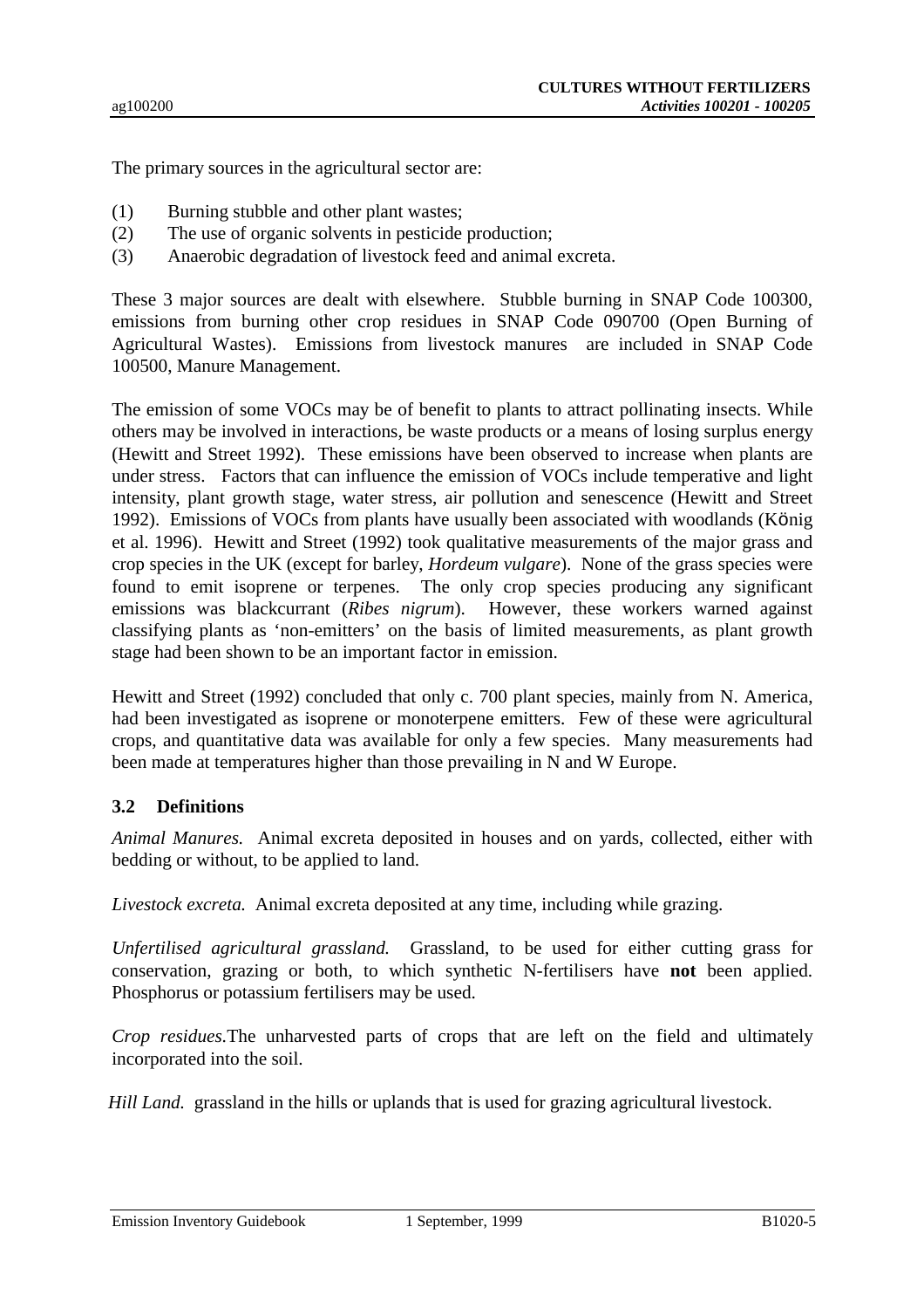The primary sources in the agricultural sector are:

(1) Burning stubble and other plant wastes;
(2) The use of organic solvents in pesticide production;
(3) Anaerobic degradation of livestock feed and animal excreta.

These 3 major sources are dealt with elsewhere. Stubble burning in SNAP Code 100300, emissions from burning other crop residues in SNAP Code 090700 (Open Burning of Agricultural Wastes). Emissions from livestock manures are included in SNAP Code 100500, Manure Management.

The emission of some VOCs may be of benefit to plants to attract pollinating insects. While others may be involved in interactions, be waste products or a means of losing surplus energy (Hewitt and Street 1992). These emissions have been observed to increase when plants are under stress. Factors that can influence the emission of VOCs include temperative and light intensity, plant growth stage, water stress, air pollution and senescence (Hewitt and Street 1992). Emissions of VOCs from plants have usually been associated with woodlands (König et al. 1996). Hewitt and Street (1992) took qualitative measurements of the major grass and crop species in the UK (except for barley, *Hordeum vulgare*). None of the grass species were found to emit isoprene or terpenes. The only crop species producing any significant emissions was blackcurrant (*Ribes nigrum*). However, these workers warned against classifying plants as 'non-emitters' on the basis of limited measurements, as plant growth stage had been shown to be an important factor in emission.

Hewitt and Street (1992) concluded that only c. 700 plant species, mainly from N. America, had been investigated as isoprene or monoterpene emitters. Few of these were agricultural crops, and quantitative data was available for only a few species. Many measurements had been made at temperatures higher than those prevailing in N and W Europe.

### 3.2 Definitions

*Animal Manures.* Animal excreta deposited in houses and on yards, collected, either with bedding or without, to be applied to land.

*Livestock excreta.* Animal excreta deposited at any time, including while grazing.

*Unfertilised agricultural grassland.* Grassland, to be used for either cutting grass for conservation, grazing or both, to which synthetic N-fertilisers have **not** been applied. Phosphorus or potassium fertilisers may be used.

*Crop residues.*The unharvested parts of crops that are left on the field and ultimately incorporated into the soil.

*Hill Land.* grassland in the hills or uplands that is used for grazing agricultural livestock.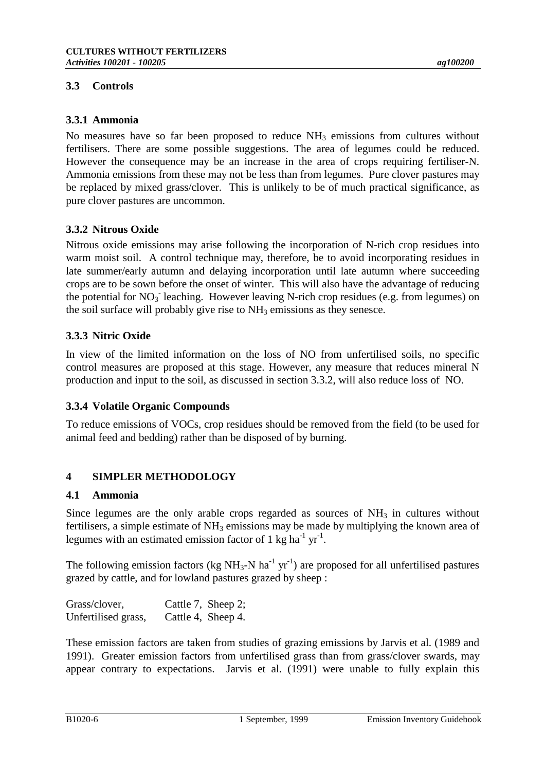## 3.3 Controls

### 3.3.1 Ammonia

No measures have so far been proposed to reduce $NH_3$ emissions from cultures without fertilisers. There are some possible suggestions. The area of legumes could be reduced. However the consequence may be an increase in the area of crops requiring fertiliser-N. Ammonia emissions from these may not be less than from legumes. Pure clover pastures may be replaced by mixed grass/clover. This is unlikely to be of much practical significance, as pure clover pastures are uncommon.

### 3.3.2 Nitrous Oxide

Nitrous oxide emissions may arise following the incorporation of N-rich crop residues into warm moist soil. A control technique may, therefore, be to avoid incorporating residues in late summer/early autumn and delaying incorporation until late autumn where succeeding crops are to be sown before the onset of winter. This will also have the advantage of reducing the potential for $NO_3^-$ leaching. However leaving N-rich crop residues (e.g. from legumes) on the soil surface will probably give rise to $NH_3$ emissions as they senesce.

### 3.3.3 Nitric Oxide

In view of the limited information on the loss of NO from unfertilised soils, no specific control measures are proposed at this stage. However, any measure that reduces mineral N production and input to the soil, as discussed in section 3.3.2, will also reduce loss of NO.

### 3.3.4 Volatile Organic Compounds

To reduce emissions of VOCs, crop residues should be removed from the field (to be used for animal feed and bedding) rather than be disposed of by burning.

# 4 SIMPLER METHODOLOGY

## 4.1 Ammonia

Since legumes are the only arable crops regarded as sources of $NH_3$ in cultures without fertilisers, a simple estimate of $NH_3$ emissions may be made by multiplying the known area of legumes with an estimated emission factor of 1 kg $ha^{-1}$ $yr^{-1}$.

The following emission factors (kg $NH_3$-N $ha^{-1}$ $yr^{-1}$) are proposed for all unfertilised pastures grazed by cattle, and for lowland pastures grazed by sheep :

Grasss/clover, Cattle 7, Sheep 2;
Unfertilised grass, Cattle 4, Sheep 4.

These emission factors are taken from studies of grazing emissions by Jarvis et al. (1989 and 1991). Greater emission factors from unfertilised grass than from grass/clover swards, may appear contrary to expectations. Jarvis et al. (1991) were unable to fully explain this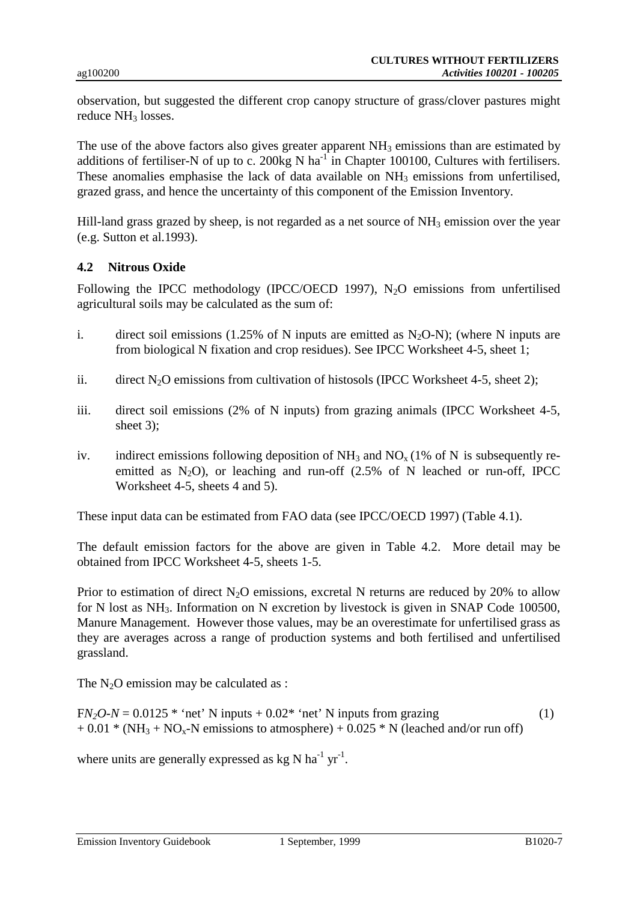observation, but suggested the different crop canopy structure of grass/clover pastures might reduce $NH_3$ losses.

The use of the above factors also gives greater apparent $NH_3$ emissions than are estimated by additions of fertiliser-N of up to c. 200kg N $ha^{-1}$ in Chapter 100100, Cultures with fertilisers. These anomalies emphasise the lack of data available on $NH_3$ emissions from unfertilised, grazed grass, and hence the uncertainty of this component of the Emission Inventory.

Hill-land grass grazed by sheep, is not regarded as a net source of $NH_3$ emission over the year (e.g. Sutton et al.1993).

### 4.2 Nitrous Oxide

Following the IPCC methodology (IPCC/OECD 1997), $N_2O$ emissions from unfertilised agricultural soils may be calculated as the sum of:

i. direct soil emissions (1.25% of N inputs are emitted as $N_2O$-N); (where N inputs are from biological N fixation and crop residues). See IPCC Worksheet 4-5, sheet 1;

ii. direct $N_2O$ emissions from cultivation of histosols (IPCC Worksheet 4-5, sheet 2);

iii. direct soil emissions (2% of N inputs) from grazing animals (IPCC Worksheet 4-5, sheet 3);

iv. indirect emissions following deposition of $NH_3$ and $NO_x$ (1% of N is subsequently re-emitted as $N_2O$), or leaching and run-off (2.5% of N leached or run-off, IPCC Worksheet 4-5, sheets 4 and 5).

These input data can be estimated from FAO data (see IPCC/OECD 1997) (Table 4.1).

The default emission factors for the above are given in Table 4.2. More detail may be obtained from IPCC Worksheet 4-5, sheets 1-5.

Prior to estimation of direct $N_2O$ emissions, excretal N returns are reduced by 20% to allow for N lost as $NH_3$. Information on N excretion by livestock is given in SNAP Code 100500, Manure Management. However those values, may be an overestimate for unfertilised grass as they are averages across a range of production systems and both fertilised and unfertilised grassland.

The $N_2O$ emission may be calculated as :

$$F_{N_2O\text{-}N} = 0.0125 * \text{'net' N inputs} + 0.02 * \text{'net' N inputs from grazing} + 0.01 * (NH_3 + NO_x\text{-N emissions to atmosphere}) + 0.025 * \text{N (leached and/or run off)} \quad (1)$$

where units are generally expressed as kg N $ha^{-1}$ $yr^{-1}$.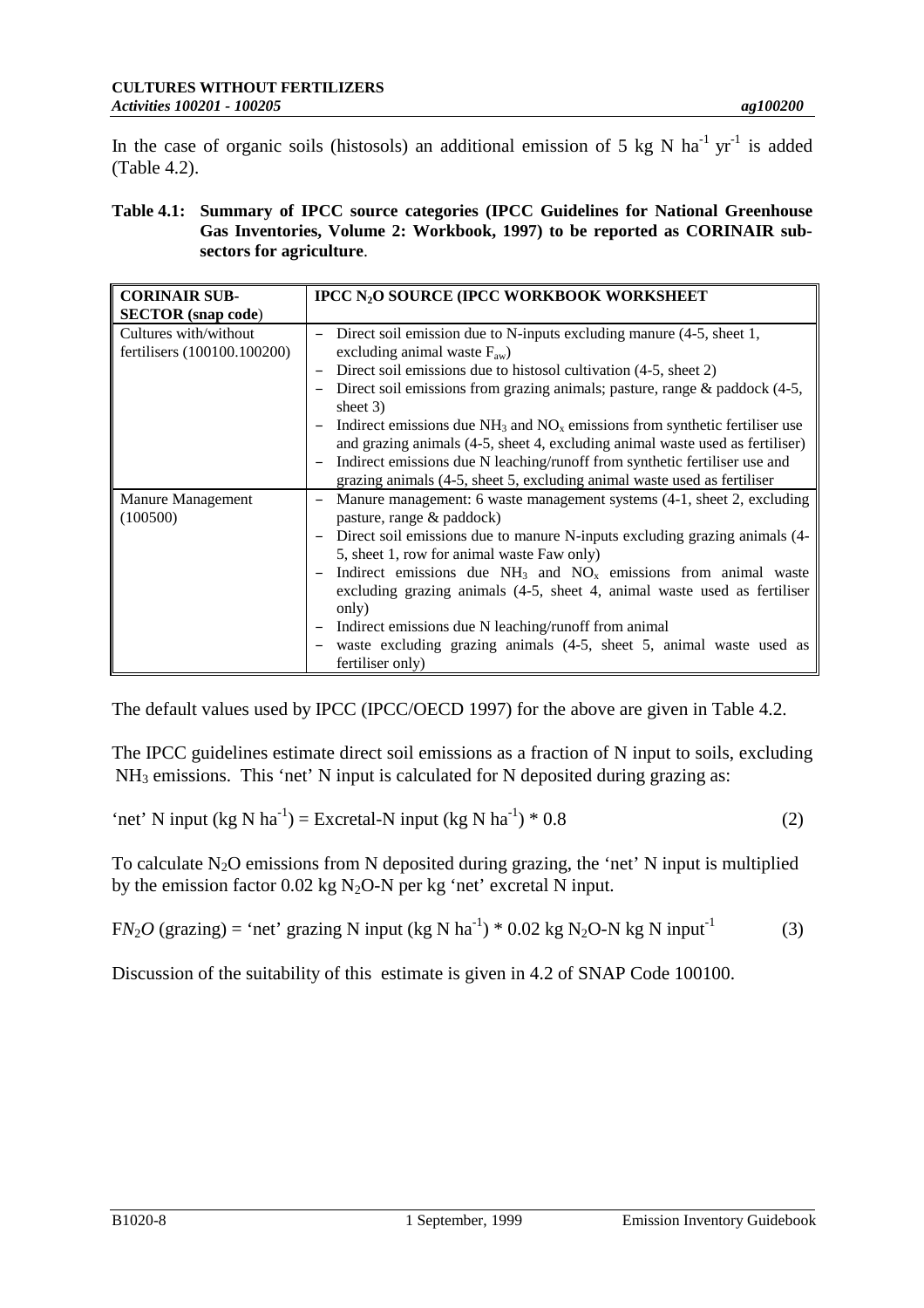In the case of organic soils (histosols) an additional emission of 5 kg N $ha^{-1}$ $yr^{-1}$ is added (Table 4.2).

**Table 4.1: Summary of IPCC source categories (IPCC Guidelines for National Greenhouse Gas Inventories, Volume 2: Workbook, 1997) to be reported as CORINAIR sub-sectors for agriculture**.

| **CORINAIR SUB-SECTOR (snap code)** | **IPCC $N_2O$ SOURCE (IPCC WORKBOOK WORKSHEET** |
|---|---|
| Cultures with/without fertilisers (100100.100200) | – Direct soil emission due to N-inputs excluding manure (4-5, sheet 1, excluding animal waste $F_{aw}$)<br>– Direct soil emissions due to histosol cultivation (4-5, sheet 2)<br>– Direct soil emissions from grazing animals; pasture, range & paddock (4-5, sheet 3)<br>– Indirect emissions due $NH_3$ and $NO_x$ emissions from synthetic fertiliser use and grazing animals (4-5, sheet 4, excluding animal waste used as fertiliser)<br>– Indirect emissions due N leaching/runoff from synthetic fertiliser use and grazing animals (4-5, sheet 5, excluding animal waste used as fertiliser |
| Manure Management (100500) | – Manure management: 6 waste management systems (4-1, sheet 2, excluding pasture, range & paddock)<br>– Direct soil emissions due to manure N-inputs excluding grazing animals (4-5, sheet 1, row for animal waste Faw only)<br>– Indirect emissions due $NH_3$ and $NO_x$ emissions from animal waste excluding grazing animals (4-5, sheet 4, animal waste used as fertiliser only)<br>– Indirect emissions due N leaching/runoff from animal<br>– waste excluding grazing animals (4-5, sheet 5, animal waste used as fertiliser only) |

The default values used by IPCC (IPCC/OECD 1997) for the above are given in Table 4.2.

The IPCC guidelines estimate direct soil emissions as a fraction of N input to soils, excluding $NH_3$ emissions. This 'net' N input is calculated for N deposited during grazing as:

$$\text{'net' N input (kg N ha}^{-1}\text{) = Excretal-N input (kg N ha}^{-1}\text{) * 0.8} \qquad (2)$$

To calculate $N_2O$ emissions from N deposited during grazing, the 'net' N input is multiplied by the emission factor 0.02 kg $N_2O$-N per kg 'net' excretal N input.

$$FN_2O\text{ (grazing) = 'net' grazing N input (kg N ha}^{-1}\text{) * 0.02 kg N}_2\text{O-N kg N input}^{-1} \qquad (3)$$

Discussion of the suitability of this estimate is given in 4.2 of SNAP Code 100100.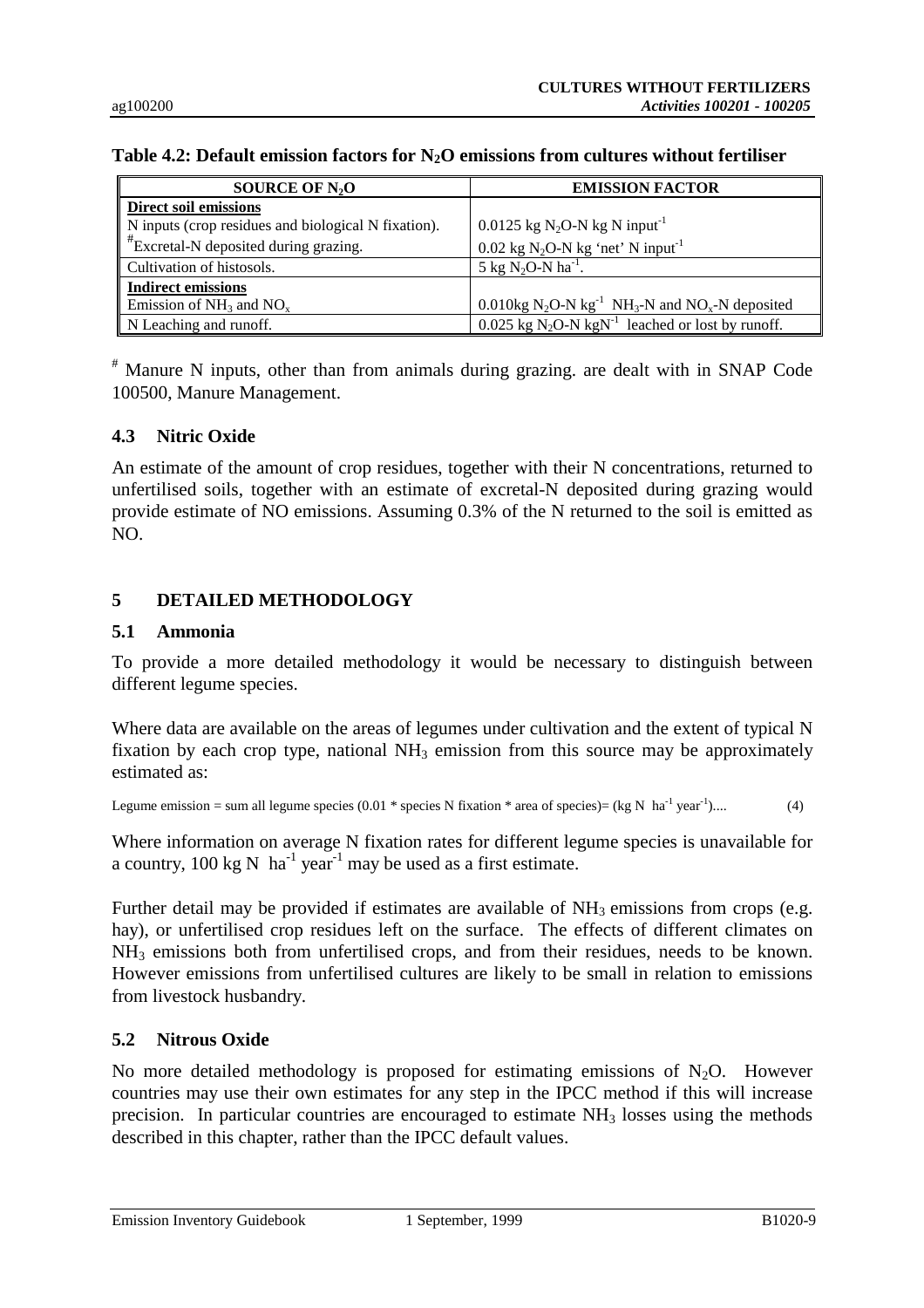**Table 4.2: Default emission factors for $N_2O$ emissions from cultures without fertiliser**

| SOURCE OF $N_2O$ | EMISSION FACTOR |
|---|---|
| **Direct soil emissions** | |
| N inputs (crop residues and biological N fixation). | 0.0125 kg $N_2O$-N kg N input$^{-1}$ |
| [#]Excretal-N deposited during grazing. | 0.02 kg $N_2O$-N kg 'net' N input$^{-1}$ |
| Cultivation of histosols. | 5 kg $N_2O$-N ha$^{-1}$. |
| **Indirect emissions** | |
| Emission of $NH_3$ and $NO_x$ | 0.010kg $N_2O$-N kg$^{-1}$ $NH_3$-N and $NO_x$-N deposited |
| N Leaching and runoff. | 0.025 kg $N_2O$-N kgN$^{-1}$ leached or lost by runoff. |

[#] Manure N inputs, other than from animals during grazing. are dealt with in SNAP Code 100500, Manure Management.

### 4.3 Nitric Oxide

An estimate of the amount of crop residues, together with their N concentrations, returned to unfertilised soils, together with an estimate of excretal-N deposited during grazing would provide estimate of NO emissions. Assuming 0.3% of the N returned to the soil is emitted as NO.

## 5 DETAILED METHODOLOGY

### 5.1 Ammonia

To provide a more detailed methodology it would be necessary to distinguish between different legume species.

Where data are available on the areas of legumes under cultivation and the extent of typical N fixation by each crop type, national $NH_3$ emission from this source may be approximately estimated as:

Legume emission = sum all legume species (0.01 * species N fixation * area of species)= (kg N ha$^{-1}$ year$^{-1}$).... (4)

Where information on average N fixation rates for different legume species is unavailable for a country, 100 kg N ha$^{-1}$ year$^{-1}$ may be used as a first estimate.

Further detail may be provided if estimates are available of $NH_3$ emissions from crops (e.g. hay), or unfertilised crop residues left on the surface. The effects of different climates on $NH_3$ emissions both from unfertilised crops, and from their residues, needs to be known. However emissions from unfertilised cultures are likely to be small in relation to emissions from livestock husbandry.

### 5.2 Nitrous Oxide

No more detailed methodology is proposed for estimating emissions of $N_2O$. However countries may use their own estimates for any step in the IPCC method if this will increase precision. In particular countries are encouraged to estimate $NH_3$ losses using the methods described in this chapter, rather than the IPCC default values.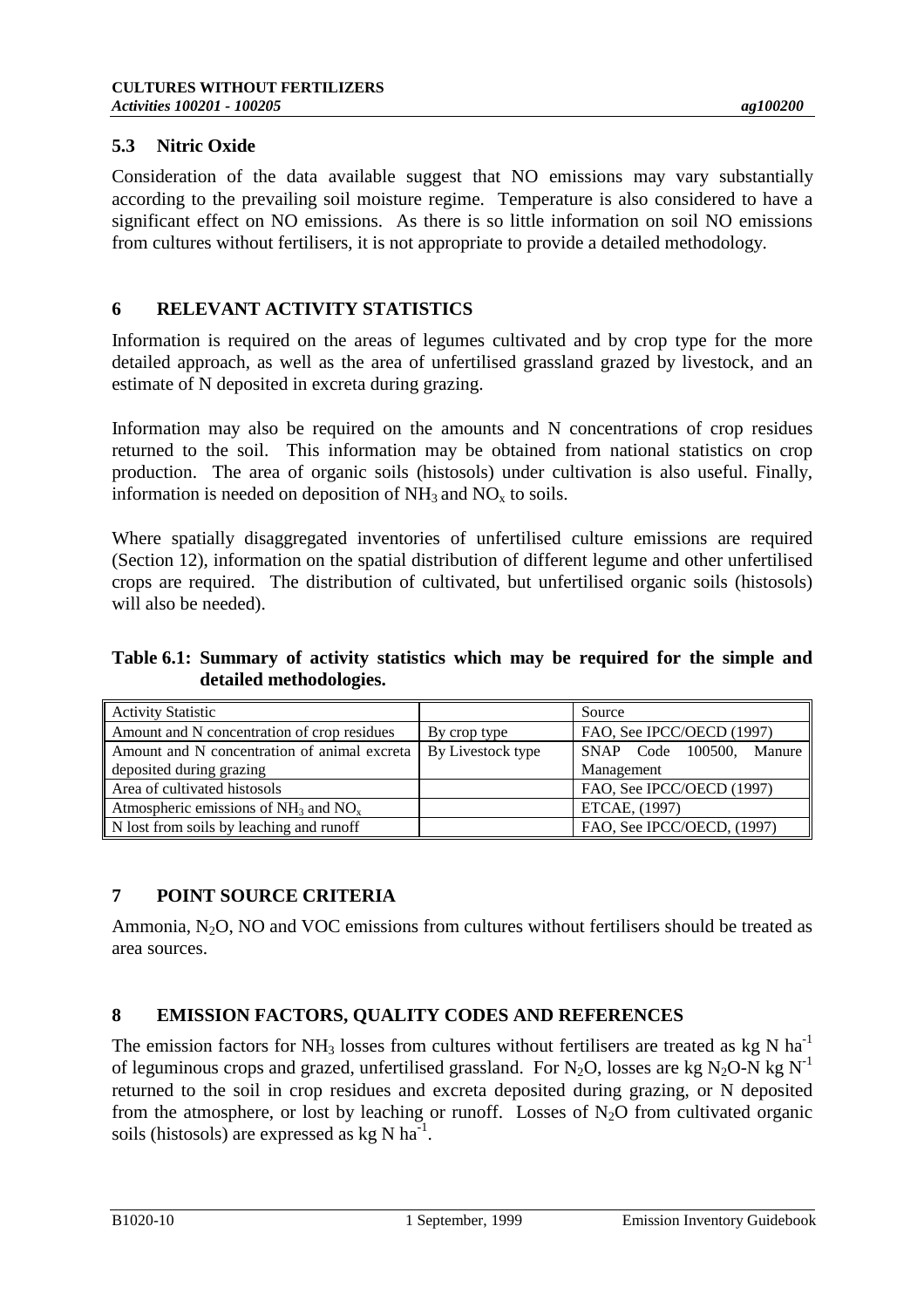### 5.3 Nitric Oxide

Consideration of the data available suggest that NO emissions may vary substantially according to the prevailing soil moisture regime. Temperature is also considered to have a significant effect on NO emissions. As there is so little information on soil NO emissions from cultures without fertilisers, it is not appropriate to provide a detailed methodology.

## 6 RELEVANT ACTIVITY STATISTICS

Information is required on the areas of legumes cultivated and by crop type for the more detailed approach, as well as the area of unfertilised grassland grazed by livestock, and an estimate of N deposited in excreta during grazing.

Information may also be required on the amounts and N concentrations of crop residues returned to the soil. This information may be obtained from national statistics on crop production. The area of organic soils (histosols) under cultivation is also useful. Finally, information is needed on deposition of $NH_3$ and $NO_x$ to soils.

Where spatially disaggregated inventories of unfertilised culture emissions are required (Section 12), information on the spatial distribution of different legume and other unfertilised crops are required. The distribution of cultivated, but unfertilised organic soils (histosols) will also be needed).

**Table 6.1: Summary of activity statistics which may be required for the simple and detailed methodologies.**

| Activity Statistic | | Source |
|---|---|---|
| Amount and N concentration of crop residues | By crop type | FAO, See IPCC/OECD (1997) |
| Amount and N concentration of animal excreta deposited during grazing | By Livestock type | SNAP Code 100500, Manure Management |
| Area of cultivated histosols | | FAO, See IPCC/OECD (1997) |
| Atmospheric emissions of $NH_3$ and $NO_x$ | | ETCAE, (1997) |
| N lost from soils by leaching and runoff | | FAO, See IPCC/OECD, (1997) |

## 7 POINT SOURCE CRITERIA

Ammonia, $N_2O$, NO and VOC emissions from cultures without fertilisers should be treated as area sources.

## 8 EMISSION FACTORS, QUALITY CODES AND REFERENCES

The emission factors for $NH_3$ losses from cultures without fertilisers are treated as kg N $ha^{-1}$ of leguminous crops and grazed, unfertilised grassland. For $N_2O$, losses are kg $N_2O$-N kg $N^{-1}$ returned to the soil in crop residues and excreta deposited during grazing, or N deposited from the atmosphere, or lost by leaching or runoff. Losses of $N_2O$ from cultivated organic soils (histosols) are expressed as kg N $ha^{-1}$.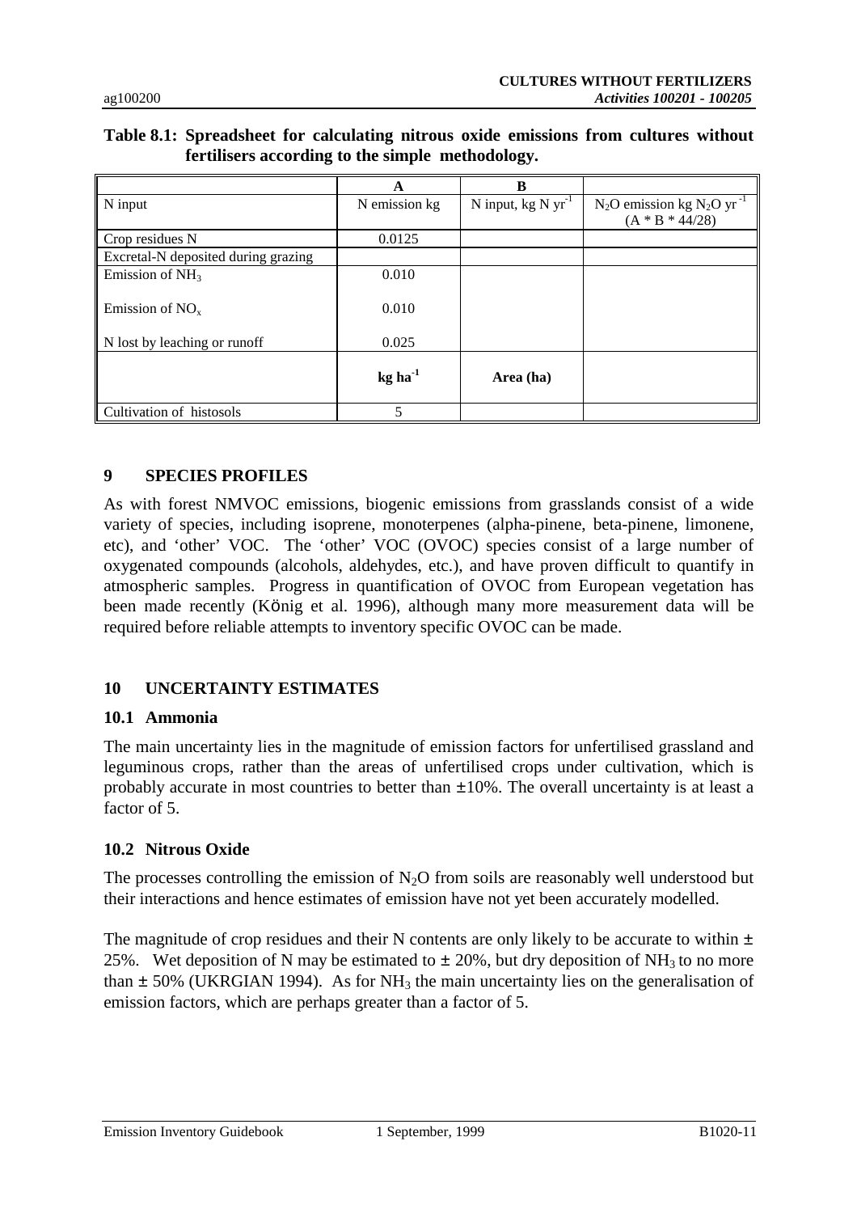**Table 8.1: Spreadsheet for calculating nitrous oxide emissions from cultures without fertilisers according to the simple methodology.**

| | A | B | |
|---|---|---|---|
| N input | N emission kg | N input, kg N $yr^{-1}$ | $N_2O$ emission kg $N_2O$ $yr^{-1}$ (A * B * 44/28) |
| Crop residues N | 0.0125 | | |
| Excretal-N deposited during grazing | | | |
| Emission of $NH_3$ | 0.010 | | |
| Emission of $NO_x$ | 0.010 | | |
| N lost by leaching or runoff | 0.025 | | |
| | **kg $ha^{-1}$** | **Area (ha)** | |
| Cultivation of histosols | 5 | | |

## 9 SPECIES PROFILES

As with forest NMVOC emissions, biogenic emissions from grasslands consist of a wide variety of species, including isoprene, monoterpenes (alpha-pinene, beta-pinene, limonene, etc), and 'other' VOC. The 'other' VOC (OVOC) species consist of a large number of oxygenated compounds (alcohols, aldehydes, etc.), and have proven difficult to quantify in atmospheric samples. Progress in quantification of OVOC from European vegetation has been made recently (König et al. 1996), although many more measurement data will be required before reliable attempts to inventory specific OVOC can be made.

## 10 UNCERTAINTY ESTIMATES

### 10.1 Ammonia

The main uncertainty lies in the magnitude of emission factors for unfertilised grassland and leguminous crops, rather than the areas of unfertilised crops under cultivation, which is probably accurate in most countries to better than ±10%. The overall uncertainty is at least a factor of 5.

### 10.2 Nitrous Oxide

The processes controlling the emission of $N_2O$ from soils are reasonably well understood but their interactions and hence estimates of emission have not yet been accurately modelled.

The magnitude of crop residues and their N contents are only likely to be accurate to within ± 25%. Wet deposition of N may be estimated to ± 20%, but dry deposition of $NH_3$ to no more than ± 50% (UKRGIAN 1994). As for $NH_3$ the main uncertainty lies on the generalisation of emission factors, which are perhaps greater than a factor of 5.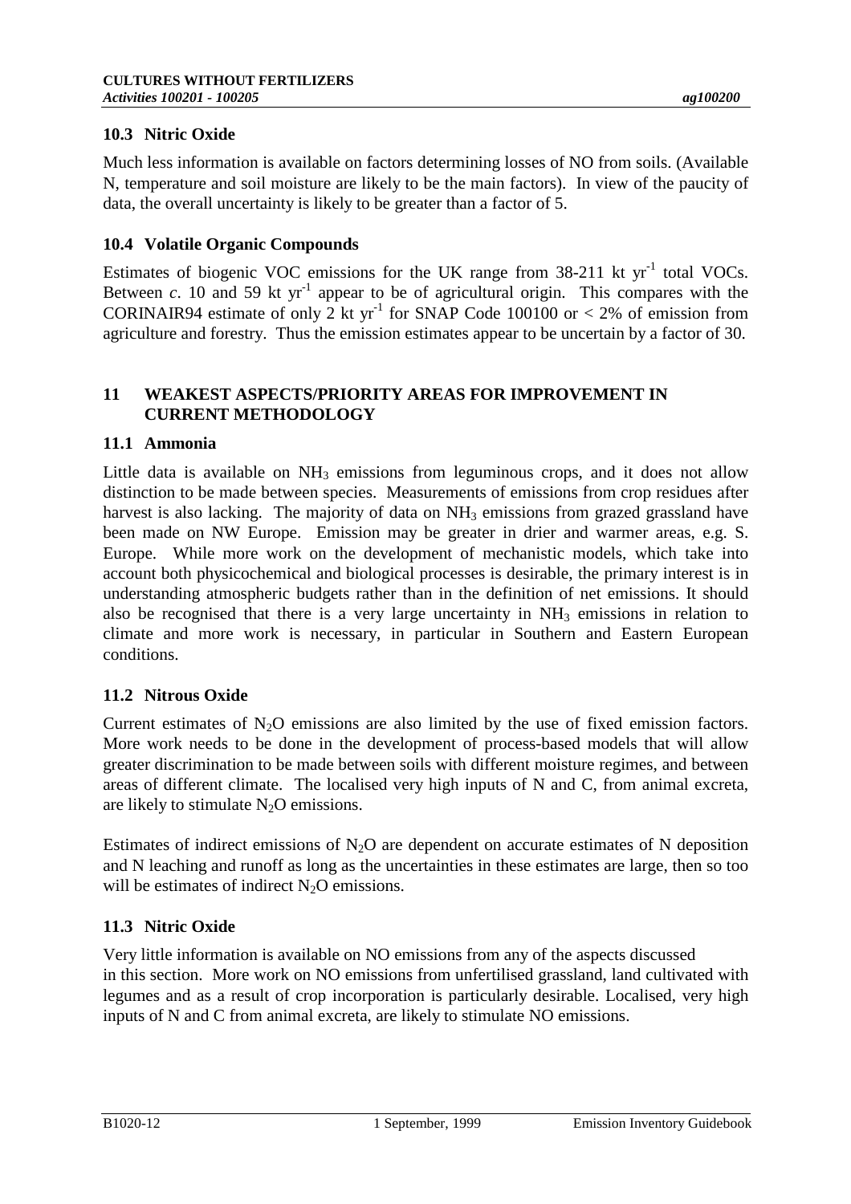### 10.3 Nitric Oxide

Much less information is available on factors determining losses of NO from soils. (Available N, temperature and soil moisture are likely to be the main factors). In view of the paucity of data, the overall uncertainty is likely to be greater than a factor of 5.

### 10.4 Volatile Organic Compounds

Estimates of biogenic VOC emissions for the UK range from 38-211 kt $yr^{-1}$ total VOCs. Between *c*. 10 and 59 kt $yr^{-1}$ appear to be of agricultural origin. This compares with the CORINAIR94 estimate of only 2 kt $yr^{-1}$ for SNAP Code 100100 or < 2% of emission from agriculture and forestry. Thus the emission estimates appear to be uncertain by a factor of 30.

## 11 WEAKEST ASPECTS/PRIORITY AREAS FOR IMPROVEMENT IN CURRENT METHODOLOGY

### 11.1 Ammonia

Little data is available on $NH_3$ emissions from leguminous crops, and it does not allow distinction to be made between species. Measurements of emissions from crop residues after harvest is also lacking. The majority of data on $NH_3$ emissions from grazed grassland have been made on NW Europe. Emission may be greater in drier and warmer areas, e.g. S. Europe. While more work on the development of mechanistic models, which take into account both physicochemical and biological processes is desirable, the primary interest is in understanding atmospheric budgets rather than in the definition of net emissions. It should also be recognised that there is a very large uncertainty in $NH_3$ emissions in relation to climate and more work is necessary, in particular in Southern and Eastern European conditions.

### 11.2 Nitrous Oxide

Current estimates of $N_2O$ emissions are also limited by the use of fixed emission factors. More work needs to be done in the development of process-based models that will allow greater discrimination to be made between soils with different moisture regimes, and between areas of different climate. The localised very high inputs of N and C, from animal excreta, are likely to stimulate $N_2O$ emissions.

Estimates of indirect emissions of $N_2O$ are dependent on accurate estimates of N deposition and N leaching and runoff as long as the uncertainties in these estimates are large, then so too will be estimates of indirect $N_2O$ emissions.

### 11.3 Nitric Oxide

Very little information is available on NO emissions from any of the aspects discussed in this section. More work on NO emissions from unfertilised grassland, land cultivated with legumes and as a result of crop incorporation is particularly desirable. Localised, very high inputs of N and C from animal excreta, are likely to stimulate NO emissions.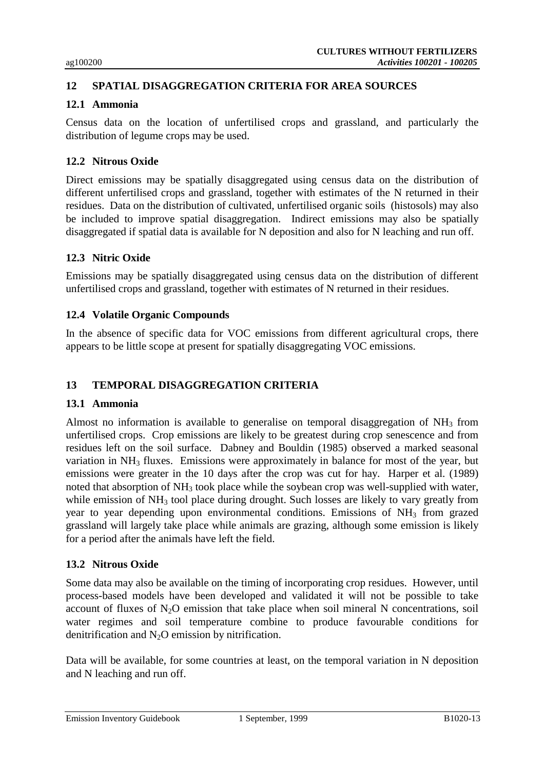## 12 SPATIAL DISAGGREGATION CRITERIA FOR AREA SOURCES

### 12.1 Ammonia

Census data on the location of unfertilised crops and grassland, and particularly the distribution of legume crops may be used.

### 12.2 Nitrous Oxide

Direct emissions may be spatially disaggregated using census data on the distribution of different unfertilised crops and grassland, together with estimates of the N returned in their residues. Data on the distribution of cultivated, unfertilised organic soils (histosols) may also be included to improve spatial disaggregation. Indirect emissions may also be spatially disaggregated if spatial data is available for N deposition and also for N leaching and run off.

### 12.3 Nitric Oxide

Emissions may be spatially disaggregated using census data on the distribution of different unfertilised crops and grassland, together with estimates of N returned in their residues.

### 12.4 Volatile Organic Compounds

In the absence of specific data for VOC emissions from different agricultural crops, there appears to be little scope at present for spatially disaggregating VOC emissions.

## 13 TEMPORAL DISAGGREGATION CRITERIA

### 13.1 Ammonia

Almost no information is available to generalise on temporal disaggregation of $NH_3$ from unfertilised crops. Crop emissions are likely to be greatest during crop senescence and from residues left on the soil surface. Dabney and Bouldin (1985) observed a marked seasonal variation in $NH_3$ fluxes. Emissions were approximately in balance for most of the year, but emissions were greater in the 10 days after the crop was cut for hay. Harper et al. (1989) noted that absorption of $NH_3$ took place while the soybean crop was well-supplied with water, while emission of $NH_3$ tool place during drought. Such losses are likely to vary greatly from year to year depending upon environmental conditions. Emissions of $NH_3$ from grazed grassland will largely take place while animals are grazing, although some emission is likely for a period after the animals have left the field.

### 13.2 Nitrous Oxide

Some data may also be available on the timing of incorporating crop residues. However, until process-based models have been developed and validated it will not be possible to take account of fluxes of $N_2O$ emission that take place when soil mineral N concentrations, soil water regimes and soil temperature combine to produce favourable conditions for denitrification and $N_2O$ emission by nitrification.

Data will be available, for some countries at least, on the temporal variation in N deposition and N leaching and run off.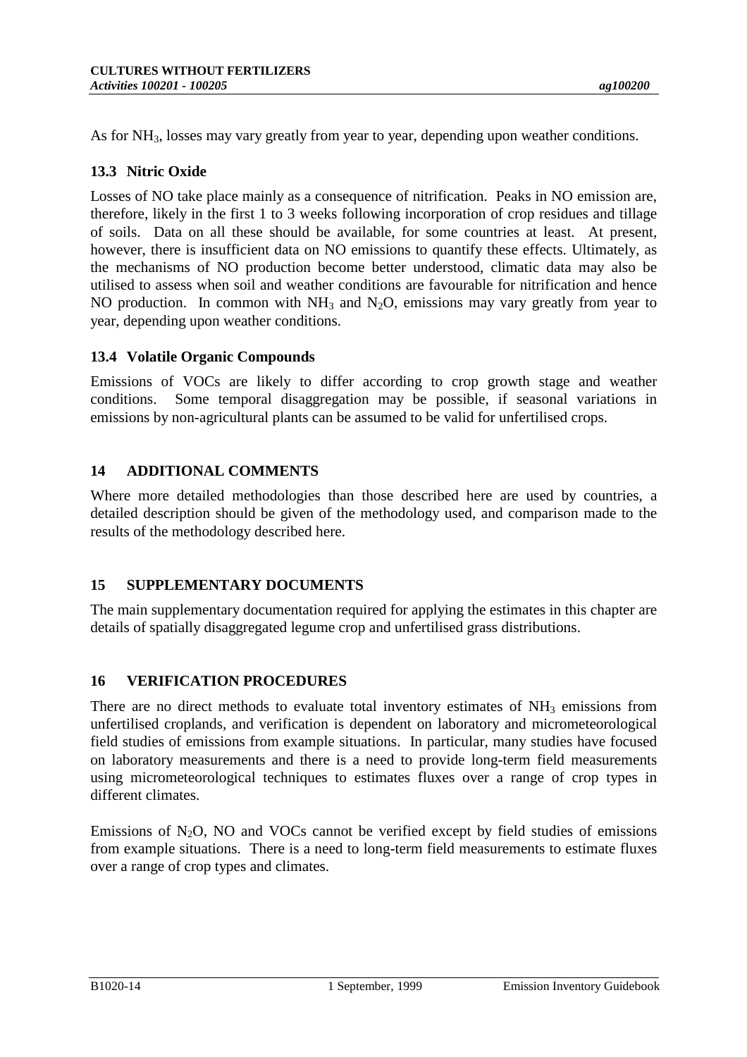As for $NH_3$, losses may vary greatly from year to year, depending upon weather conditions.

### 13.3 Nitric Oxide

Losses of NO take place mainly as a consequence of nitrification. Peaks in NO emission are, therefore, likely in the first 1 to 3 weeks following incorporation of crop residues and tillage of soils. Data on all these should be available, for some countries at least. At present, however, there is insufficient data on NO emissions to quantify these effects. Ultimately, as the mechanisms of NO production become better understood, climatic data may also be utilised to assess when soil and weather conditions are favourable for nitrification and hence NO production. In common with $NH_3$ and $N_2O$, emissions may vary greatly from year to year, depending upon weather conditions.

### 13.4 Volatile Organic Compounds

Emissions of VOCs are likely to differ according to crop growth stage and weather conditions. Some temporal disaggregation may be possible, if seasonal variations in emissions by non-agricultural plants can be assumed to be valid for unfertilised crops.

## 14 ADDITIONAL COMMENTS

Where more detailed methodologies than those described here are used by countries, a detailed description should be given of the methodology used, and comparison made to the results of the methodology described here.

## 15 SUPPLEMENTARY DOCUMENTS

The main supplementary documentation required for applying the estimates in this chapter are details of spatially disaggregated legume crop and unfertilised grass distributions.

## 16 VERIFICATION PROCEDURES

There are no direct methods to evaluate total inventory estimates of $NH_3$ emissions from unfertilised croplands, and verification is dependent on laboratory and micrometeorological field studies of emissions from example situations. In particular, many studies have focused on laboratory measurements and there is a need to provide long-term field measurements using micrometeorological techniques to estimates fluxes over a range of crop types in different climates.

Emissions of $N_2O$, NO and VOCs cannot be verified except by field studies of emissions from example situations. There is a need to long-term field measurements to estimate fluxes over a range of crop types and climates.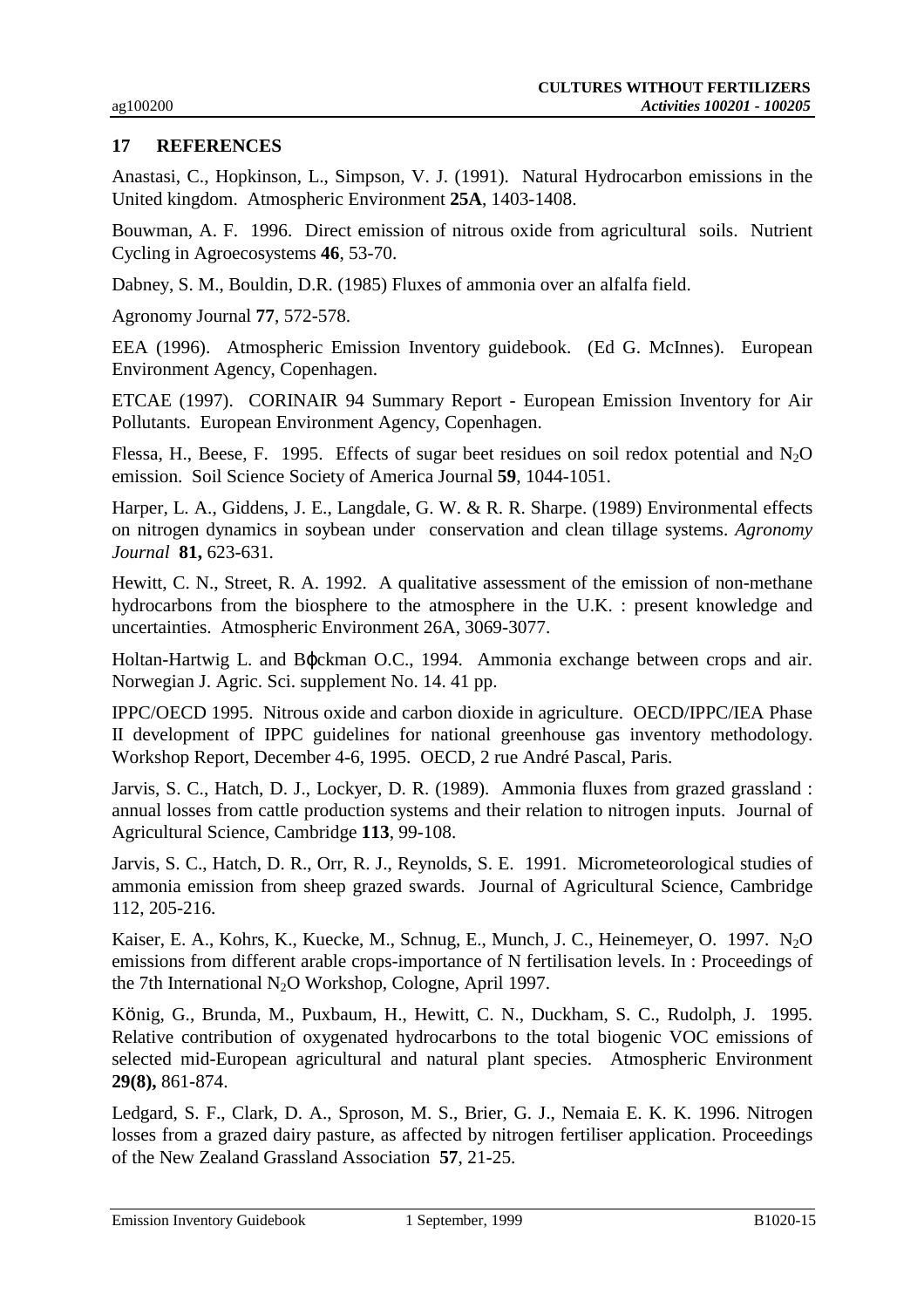## 17 REFERENCES

Anastasi, C., Hopkinson, L., Simpson, V. J. (1991). Natural Hydrocarbon emissions in the United kingdom. Atmospheric Environment **25A**, 1403-1408.

Bouwman, A. F. 1996. Direct emission of nitrous oxide from agricultural soils. Nutrient Cycling in Agroecosystems **46**, 53-70.

Dabney, S. M., Bouldin, D.R. (1985) Fluxes of ammonia over an alfalfa field.

Agronomy Journal **77**, 572-578.

EEA (1996). Atmospheric Emission Inventory guidebook. (Ed G. McInnes). European Environment Agency, Copenhagen.

ETCAE (1997). CORINAIR 94 Summary Report - European Emission Inventory for Air Pollutants. European Environment Agency, Copenhagen.

Flessa, H., Beese, F. 1995. Effects of sugar beet residues on soil redox potential and $N_2O$ emission. Soil Science Society of America Journal **59**, 1044-1051.

Harper, L. A., Giddens, J. E., Langdale, G. W. & R. R. Sharpe. (1989) Environmental effects on nitrogen dynamics in soybean under conservation and clean tillage systems. *Agronomy Journal* **81,** 623-631.

Hewitt, C. N., Street, R. A. 1992. A qualitative assessment of the emission of non-methane hydrocarbons from the biosphere to the atmosphere in the U.K. : present knowledge and uncertainties. Atmospheric Environment 26A, 3069-3077.

Holtan-Hartwig L. and Bφckman O.C., 1994. Ammonia exchange between crops and air. Norwegian J. Agric. Sci. supplement No. 14. 41 pp.

IPPC/OECD 1995. Nitrous oxide and carbon dioxide in agriculture. OECD/IPPC/IEA Phase II development of IPPC guidelines for national greenhouse gas inventory methodology. Workshop Report, December 4-6, 1995. OECD, 2 rue André Pascal, Paris.

Jarvis, S. C., Hatch, D. J., Lockyer, D. R. (1989). Ammonia fluxes from grazed grassland : annual losses from cattle production systems and their relation to nitrogen inputs. Journal of Agricultural Science, Cambridge **113**, 99-108.

Jarvis, S. C., Hatch, D. R., Orr, R. J., Reynolds, S. E. 1991. Micrometeorological studies of ammonia emission from sheep grazed swards. Journal of Agricultural Science, Cambridge 112, 205-216.

Kaiser, E. A., Kohrs, K., Kuecke, M., Schnug, E., Munch, J. C., Heinemeyer, O. 1997. $N_2O$ emissions from different arable crops-importance of N fertilisation levels. In : Proceedings of the 7th International $N_2O$ Workshop, Cologne, April 1997.

König, G., Brunda, M., Puxbaum, H., Hewitt, C. N., Duckham, S. C., Rudolph, J. 1995. Relative contribution of oxygenated hydrocarbons to the total biogenic VOC emissions of selected mid-European agricultural and natural plant species. Atmospheric Environment **29(8),** 861-874.

Ledgard, S. F., Clark, D. A., Sproson, M. S., Brier, G. J., Nemaia E. K. K. 1996. Nitrogen losses from a grazed dairy pasture, as affected by nitrogen fertiliser application. Proceedings of the New Zealand Grassland Association **57**, 21-25.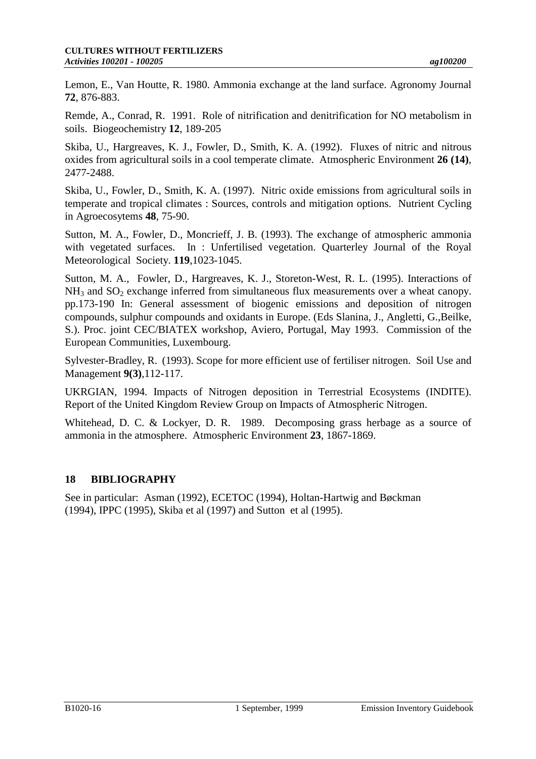Lemon, E., Van Houtte, R. 1980. Ammonia exchange at the land surface. Agronomy Journal **72**, 876-883.

Remde, A., Conrad, R. 1991. Role of nitrification and denitrification for NO metabolism in soils. Biogeochemistry **12**, 189-205

Skiba, U., Hargreaves, K. J., Fowler, D., Smith, K. A. (1992). Fluxes of nitric and nitrous oxides from agricultural soils in a cool temperate climate. Atmospheric Environment **26 (14)**, 2477-2488.

Skiba, U., Fowler, D., Smith, K. A. (1997). Nitric oxide emissions from agricultural soils in temperate and tropical climates : Sources, controls and mitigation options. Nutrient Cycling in Agroecosytems **48**, 75-90.

Sutton, M. A., Fowler, D., Moncrieff, J. B. (1993). The exchange of atmospheric ammonia with vegetated surfaces. In : Unfertilised vegetation. Quarterley Journal of the Royal Meteorological Society. **119**,1023-1045.

Sutton, M. A., Fowler, D., Hargreaves, K. J., Storeton-West, R. L. (1995). Interactions of $NH_3$ and $SO_2$ exchange inferred from simultaneous flux measurements over a wheat canopy. pp.173-190 In: General assessment of biogenic emissions and deposition of nitrogen compounds, sulphur compounds and oxidants in Europe. (Eds Slanina, J., Angletti, G.,Beilke, S.). Proc. joint CEC/BIATEX workshop, Aviero, Portugal, May 1993. Commission of the European Communities, Luxembourg.

Sylvester-Bradley, R. (1993). Scope for more efficient use of fertiliser nitrogen. Soil Use and Management **9(3)**,112-117.

UKRGIAN, 1994. Impacts of Nitrogen deposition in Terrestrial Ecosystems (INDITE). Report of the United Kingdom Review Group on Impacts of Atmospheric Nitrogen.

Whitehead, D. C. & Lockyer, D. R. 1989. Decomposing grass herbage as a source of ammonia in the atmosphere. Atmospheric Environment **23**, 1867-1869.

## 18 BIBLIOGRAPHY

See in particular: Asman (1992), ECETOC (1994), Holtan-Hartwig and Bøckman (1994), IPPC (1995), Skiba et al (1997) and Sutton et al (1995).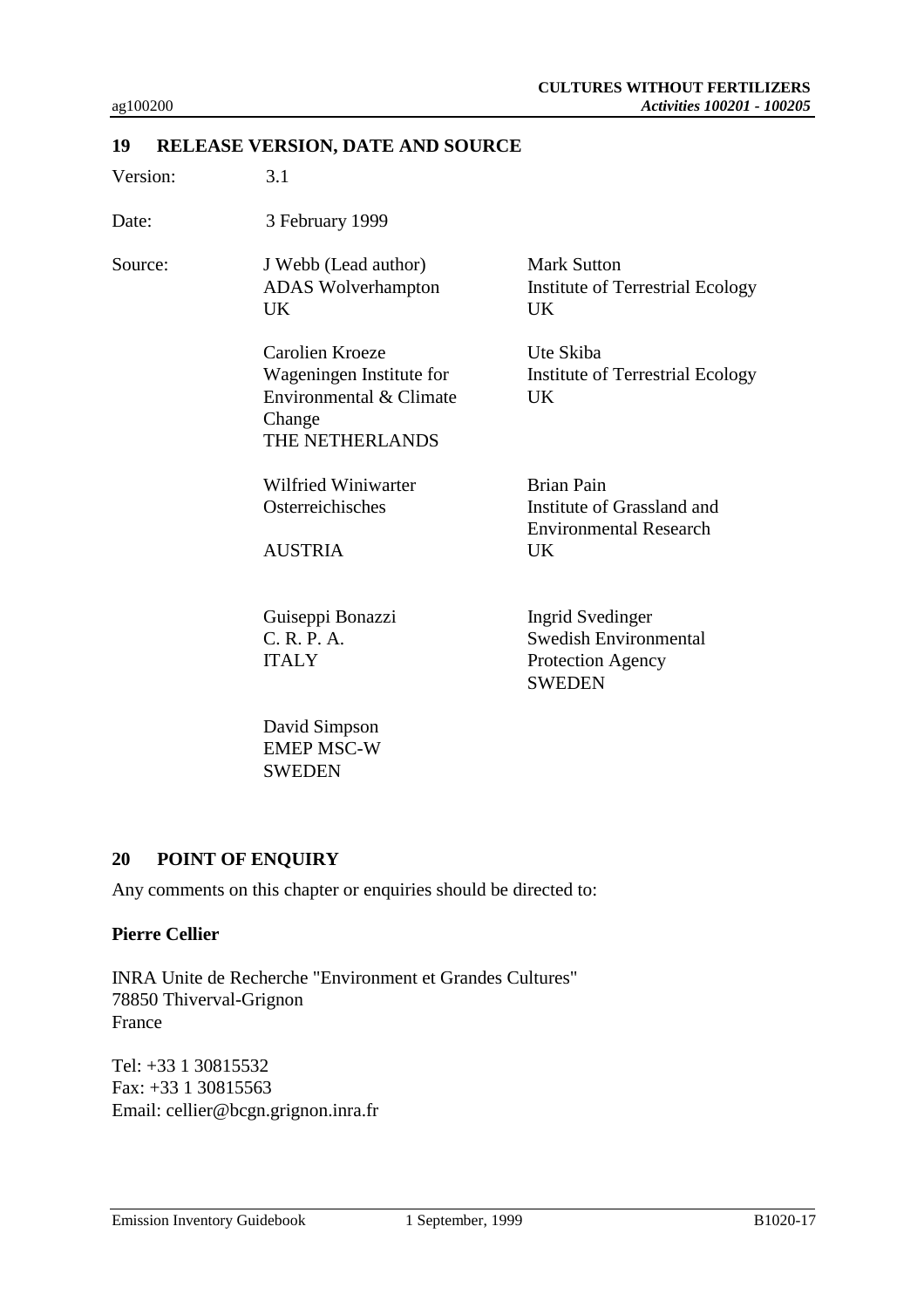## 19 RELEASE VERSION, DATE AND SOURCE

Version: 3.1

Date: 3 February 1999

Source:

J Webb (Lead author)
ADAS Wolverhampton
UK

Mark Sutton
Institute of Terrestrial Ecology
UK

Carolien Kroeze
Wageningen Institute for Environmental & Climate Change
THE NETHERLANDS

Ute Skiba
Institute of Terrestrial Ecology
UK

Wilfried Winiwarter
Osterreichisches
AUSTRIA

Brian Pain
Institute of Grassland and Environmental Research
UK

Guiseppi Bonazzi
C. R. P. A.
ITALY

Ingrid Svedinger
Swedish Environmental Protection Agency
SWEDEN

David Simpson
EMEP MSC-W
SWEDEN

## 20 POINT OF ENQUIRY

Any comments on this chapter or enquiries should be directed to:

**Pierre Cellier**

INRA Unite de Recherche "Environment et Grandes Cultures"
78850 Thiverval-Grignon
France

Tel: +33 1 30815532
Fax: +33 1 30815563
Email: cellier@bcgn.grignon.inra.fr